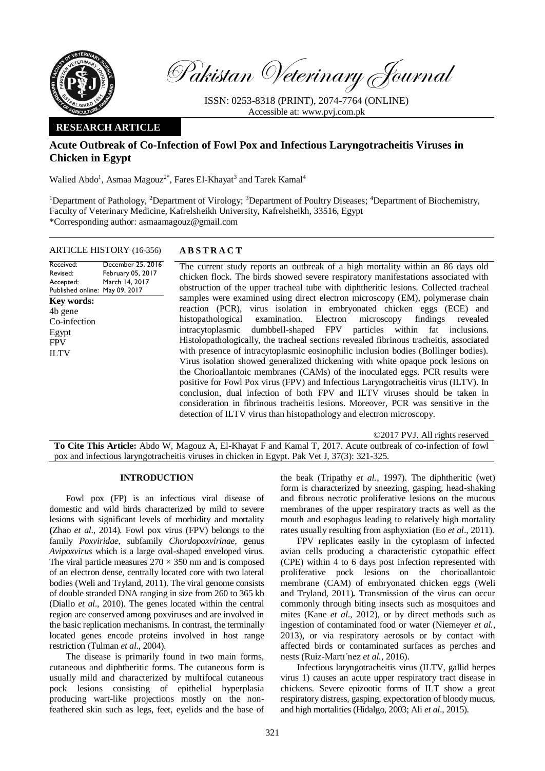Pakistan Veterinary Journal

ISSN: 0253-8318 (PRINT), 2074-7764 (ONLINE)
Accessible at: www.pvj.com.pk

**RESEARCH ARTICLE**

# Acute Outbreak of Co-Infection of Fowl Pox and Infectious Laryngotracheitis Viruses in Chicken in Egypt

Walied Abdo[1], Asmaa Magouz[2*], Fares El-Khayat[3] and Tarek Kamal[4]

[1]Department of Pathology, [2]Department of Virology; [3]Department of Poultry Diseases; [4]Department of Biochemistry, Faculty of Veterinary Medicine, Kafrelsheikh University, Kafrelsheikh, 33516, Egypt
*Corresponding author: asmaamagouz@gmail.com

**ARTICLE HISTORY (16-356)**

| | |
|---|---|
| Received: | December 25, 2016 |
| Revised: | February 05, 2017 |
| Accepted: | March 14, 2017 |
| Published online: | May 09, 2017 |

**Key words:**
4b gene
Co-infection
Egypt
FPV
ILTV

**A B S T R A C T**

The current study reports an outbreak of a high mortality within an 86 days old chicken flock. The birds showed severe respiratory manifestations associated with obstruction of the upper tracheal tube with diphtheritic lesions. Collected tracheal samples were examined using direct electron microscopy (EM), polymerase chain reaction (PCR), virus isolation in embryonated chicken eggs (ECE) and histopathological examination. Electron microscopy findings revealed intracytoplasmic dumbbell-shaped FPV particles within fat inclusions. Histolopathologically, the tracheal sections revealed fibrinous tracheitis, associated with presence of intracytoplasmic eosinophilic inclusion bodies (Bollinger bodies). Virus isolation showed generalized thickening with white opaque pock lesions on the Chorioallantoic membranes (CAMs) of the inoculated eggs. PCR results were positive for Fowl Pox virus (FPV) and Infectious Laryngotracheitis virus (ILTV). In conclusion, dual infection of both FPV and ILTV viruses should be taken in consideration in fibrinous tracheitis lesions. Moreover, PCR was sensitive in the detection of ILTV virus than histopathology and electron microscopy.

©2017 PVJ. All rights reserved

**To Cite This Article:** Abdo W, Magouz A, El-Khayat F and Kamal T, 2017. Acute outbreak of co-infection of fowl pox and infectious laryngotracheitis viruses in chicken in Egypt. Pak Vet J, 37(3): 321-325.

## INTRODUCTION

Fowl pox (FP) is an infectious viral disease of domestic and wild birds characterized by mild to severe lesions with significant levels of morbidity and mortality **(**Zhao *et al*., 2014). Fowl pox virus (FPV) belongs to the family *Poxviridae*, subfamily *Chordopoxvirinae*, genus *Avipoxvirus* which is a large oval-shaped enveloped virus. The viral particle measures $270 \times 350$ nm and is composed of an electron dense, centrally located core with two lateral bodies (Weli and Tryland, 2011). The viral genome consists of double stranded DNA ranging in size from 260 to 365 kb (Diallo *et al*., 2010). The genes located within the central region are conserved among poxviruses and are involved in the basic replication mechanisms. In contrast, the terminally located genes encode proteins involved in host range restriction (Tulman *et al*., 2004).

The disease is primarily found in two main forms, cutaneous and diphtheritic forms. The cutaneous form is usually mild and characterized by multifocal cutaneous pock lesions consisting of epithelial hyperplasia producing wart-like projections mostly on the non-feathered skin such as legs, feet, eyelids and the base of the beak (Tripathy *et al.*, 1997). The diphtheritic (wet) form is characterized by sneezing, gasping, head-shaking and fibrous necrotic proliferative lesions on the mucous membranes of the upper respiratory tracts as well as the mouth and esophagus leading to relatively high mortality rates usually resulting from asphyxiation (Eo *et al*., 2011).

FPV replicates easily in the cytoplasm of infected avian cells producing a characteristic cytopathic effect (CPE) within 4 to 6 days post infection represented with proliferative pock lesions on the chorioallantoic membrane (CAM) of embryonated chicken eggs (Weli and Tryland, 2011**).** Transmission of the virus can occur commonly through biting insects such as mosquitoes and mites (Kane *et al*., 2012), or by direct methods such as ingestion of contaminated food or water (Niemeyer *et al.*, 2013), or via respiratory aerosols or by contact with affected birds or contaminated surfaces as perches and nests (Ruiz-Martı´nez *et al.*, 2016).

Infectious laryngotracheitis virus (ILTV, gallid herpes virus 1) causes an acute upper respiratory tract disease in chickens. Severe epizootic forms of ILT show a great respiratory distress, gasping, expectoration of bloody mucus, and high mortalities (Hidalgo, 2003; Ali *et al*., 2015).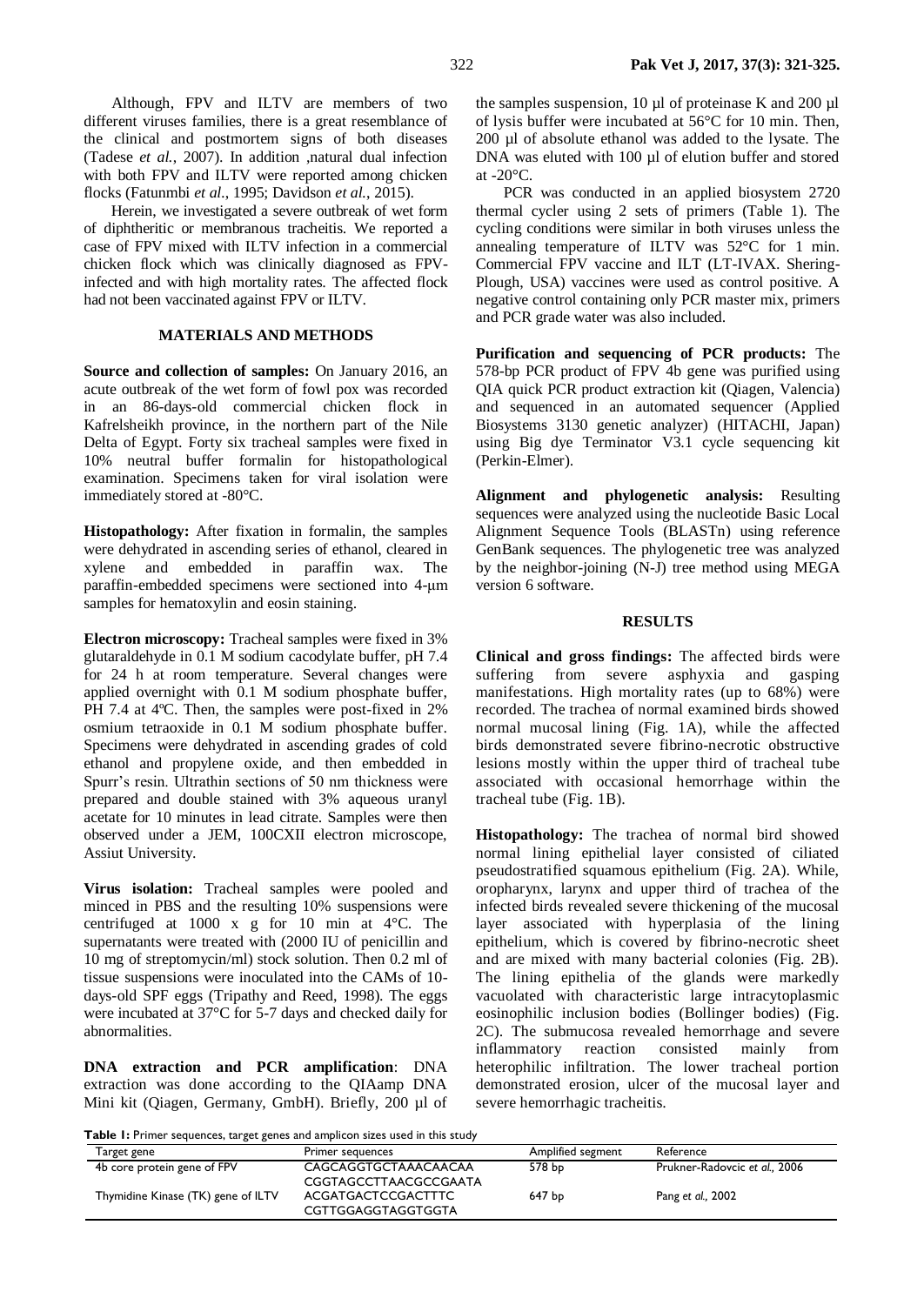Although, FPV and ILTV are members of two different viruses families, there is a great resemblance of the clinical and postmortem signs of both diseases (Tadese *et al.*, 2007). In addition ,natural dual infection with both FPV and ILTV were reported among chicken flocks (Fatunmbi *et al.*, 1995; Davidson *et al.*, 2015).

Herein, we investigated a severe outbreak of wet form of diphtheritic or membranous tracheitis. We reported a case of FPV mixed with ILTV infection in a commercial chicken flock which was clinically diagnosed as FPV-infected and with high mortality rates. The affected flock had not been vaccinated against FPV or ILTV.

## MATERIALS AND METHODS

**Source and collection of samples:** On January 2016, an acute outbreak of the wet form of fowl pox was recorded in an 86-days-old commercial chicken flock in Kafrelsheikh province, in the northern part of the Nile Delta of Egypt. Forty six tracheal samples were fixed in 10% neutral buffer formalin for histopathological examination. Specimens taken for viral isolation were immediately stored at -80°C.

**Histopathology:** After fixation in formalin, the samples were dehydrated in ascending series of ethanol, cleared in xylene and embedded in paraffin wax. The paraffin-embedded specimens were sectioned into 4-μm samples for hematoxylin and eosin staining.

**Electron microscopy:** Tracheal samples were fixed in 3% glutaraldehyde in 0.1 M sodium cacodylate buffer, pH 7.4 for 24 h at room temperature. Several changes were applied overnight with 0.1 M sodium phosphate buffer, PH 7.4 at 4ºC. Then, the samples were post-fixed in 2% osmium tetraoxide in 0.1 M sodium phosphate buffer. Specimens were dehydrated in ascending grades of cold ethanol and propylene oxide, and then embedded in Spurr's resin. Ultrathin sections of 50 nm thickness were prepared and double stained with 3% aqueous uranyl acetate for 10 minutes in lead citrate. Samples were then observed under a JEM, 100CXII electron microscope, Assiut University.

**Virus isolation:** Tracheal samples were pooled and minced in PBS and the resulting 10% suspensions were centrifuged at 1000 x g for 10 min at 4°C. The supernatants were treated with (2000 IU of penicillin and 10 mg of streptomycin/ml) stock solution. Then 0.2 ml of tissue suspensions were inoculated into the CAMs of 10-days-old SPF eggs (Tripathy and Reed, 1998). The eggs were incubated at 37°C for 5-7 days and checked daily for abnormalities.

**DNA extraction and PCR amplification**: DNA extraction was done according to the QIAamp DNA Mini kit (Qiagen, Germany, GmbH). Briefly, 200 µl of the samples suspension, 10 µl of proteinase K and 200 µl of lysis buffer were incubated at 56°C for 10 min. Then, 200 µl of absolute ethanol was added to the lysate. The DNA was eluted with 100 µl of elution buffer and stored at -20°C.

PCR was conducted in an applied biosystem 2720 thermal cycler using 2 sets of primers (Table 1). The cycling conditions were similar in both viruses unless the annealing temperature of ILTV was 52°C for 1 min. Commercial FPV vaccine and ILT (LT-IVAX. Shering-Plough, USA) vaccines were used as control positive. A negative control containing only PCR master mix, primers and PCR grade water was also included.

**Purification and sequencing of PCR products:** The 578-bp PCR product of FPV 4b gene was purified using QIA quick PCR product extraction kit (Qiagen, Valencia) and sequenced in an automated sequencer (Applied Biosystems 3130 genetic analyzer) (HITACHI, Japan) using Big dye Terminator V3.1 cycle sequencing kit (Perkin-Elmer).

**Alignment and phylogenetic analysis:** Resulting sequences were analyzed using the nucleotide Basic Local Alignment Sequence Tools (BLASTn) using reference GenBank sequences. The phylogenetic tree was analyzed by the neighbor-joining (N-J) tree method using MEGA version 6 software.

## RESULTS

**Clinical and gross findings:** The affected birds were suffering from severe asphyxia and gasping manifestations. High mortality rates (up to 68%) were recorded. The trachea of normal examined birds showed normal mucosal lining (Fig. 1A), while the affected birds demonstrated severe fibrino-necrotic obstructive lesions mostly within the upper third of tracheal tube associated with occasional hemorrhage within the tracheal tube (Fig. 1B).

**Histopathology:** The trachea of normal bird showed normal lining epithelial layer consisted of ciliated pseudostratified squamous epithelium (Fig. 2A). While, oropharynx, larynx and upper third of trachea of the infected birds revealed severe thickening of the mucosal layer associated with hyperplasia of the lining epithelium, which is covered by fibrino-necrotic sheet and are mixed with many bacterial colonies (Fig. 2B). The lining epithelia of the glands were markedly vacuolated with characteristic large intracytoplasmic eosinophilic inclusion bodies (Bollinger bodies) (Fig. 2C). The submucosa revealed hemorrhage and severe inflammatory reaction consisted mainly from heterophilic infiltration. The lower tracheal portion demonstrated erosion, ulcer of the mucosal layer and severe hemorrhagic tracheitis.

**Table 1:** Primer sequences, target genes and amplicon sizes used in this study

| Target gene | Primer sequences | Amplified segment | Reference |
|---|---|---|---|
| 4b core protein gene of FPV | CAGCAGGTGCTAAACAACAA<br>CGGTAGCCTTAACGCCGAATA | 578 bp | Prukner-Radovcic *et al.,* 2006 |
| Thymidine Kinase (TK) gene of ILTV | ACGATGACTCCGACTTTC<br>CGTTGGAGGTAGGTGGTA | 647 bp | Pang *et al.,* 2002 |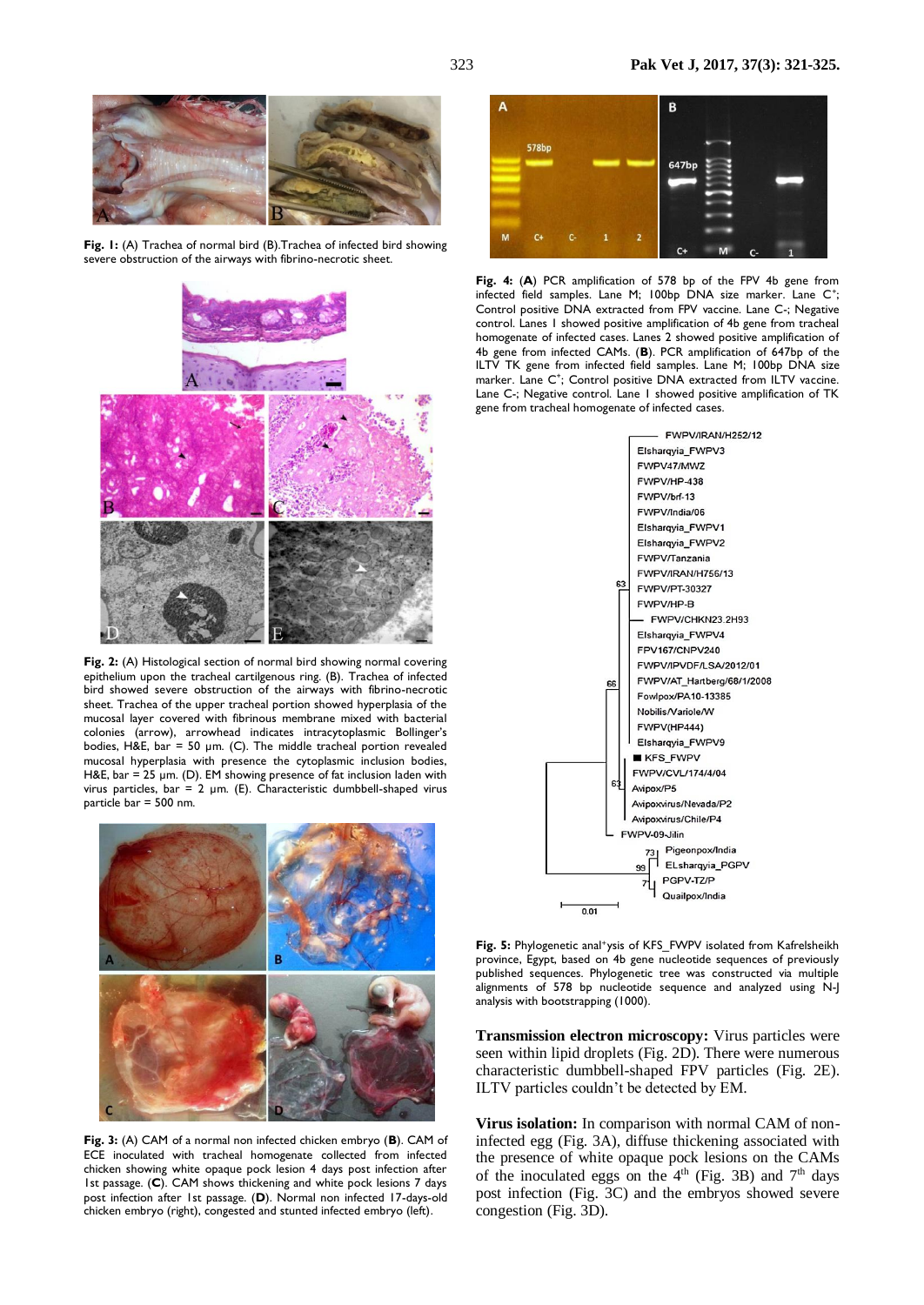**Fig. 1:** (A) Trachea of normal bird (B).Trachea of infected bird showing severe obstruction of the airways with fibrino-necrotic sheet.

**Fig. 2:** (A) Histological section of normal bird showing normal covering epithelium upon the tracheal cartilgenous ring. (B). Trachea of infected bird showed severe obstruction of the airways with fibrino-necrotic sheet. Trachea of the upper tracheal portion showed hyperplasia of the mucosal layer covered with fibrinous membrane mixed with bacterial colonies (arrow), arrowhead indicates intracytoplasmic Bollinger's bodies, H&E, bar = 50 µm. (C). The middle tracheal portion revealed mucosal hyperplasia with the cytoplasmic inclusion bodies, H&E, bar = 25 µm. (D). EM showing presence of fat inclusion laden with virus particles, bar = 2 µm. (E). Characteristic dumbbell-shaped virus particle bar = 500 nm.

**Fig. 3:** (A) CAM of a normal non infected chicken embryo (**B**). CAM of ECE inoculated with tracheal homogenate collected from infected chicken showing white opaque pock lesion 4 days post infection after 1st passage. (**C**). CAM shows thickening and white pock lesions 7 days post infection after 1st passage. (**D**). Normal non infected 17-days-old chicken embryo (right), congested and stunted infected embryo (left).

**Fig. 4:** (**A**) PCR amplification of 578 bp of the FPV 4b gene from infected field samples. Lane M; 100bp DNA size marker. Lane C+; Control positive DNA extracted from FPV vaccine. Lane C-; Negative control. Lanes 1 showed positive amplification of 4b gene from tracheal homogenate of infected cases. Lanes 2 showed positive amplification of 4b gene from infected CAMs. (**B**). PCR amplification of 647bp of the ILTV TK gene from infected field samples. Lane M; 100bp DNA size marker. Lane C+; Control positive DNA extracted from ILTV vaccine. Lane C-; Negative control. Lane 1 showed positive amplification of TK gene from tracheal homogenate of infected cases.

**Fig. 5:** Phylogenetic anal⁺ysis of KFS_FWPV isolated from Kafrelsheikh province, Egypt, based on 4b gene nucleotide sequences of previously published sequences. Phylogenetic tree was constructed via multiple alignments of 578 bp nucleotide sequence and analyzed using N-J analysis with bootstrapping (1000).

**Transmission electron microscopy:** Virus particles were seen within lipid droplets (Fig. 2D). There were numerous characteristic dumbbell-shaped FPV particles (Fig. 2E). ILTV particles couldn't be detected by EM.

**Virus isolation:** In comparison with normal CAM of non-infected egg (Fig. 3A), diffuse thickening associated with the presence of white opaque pock lesions on the CAMs of the inoculated eggs on the 4th (Fig. 3B) and 7th days post infection (Fig. 3C) and the embryos showed severe congestion (Fig. 3D).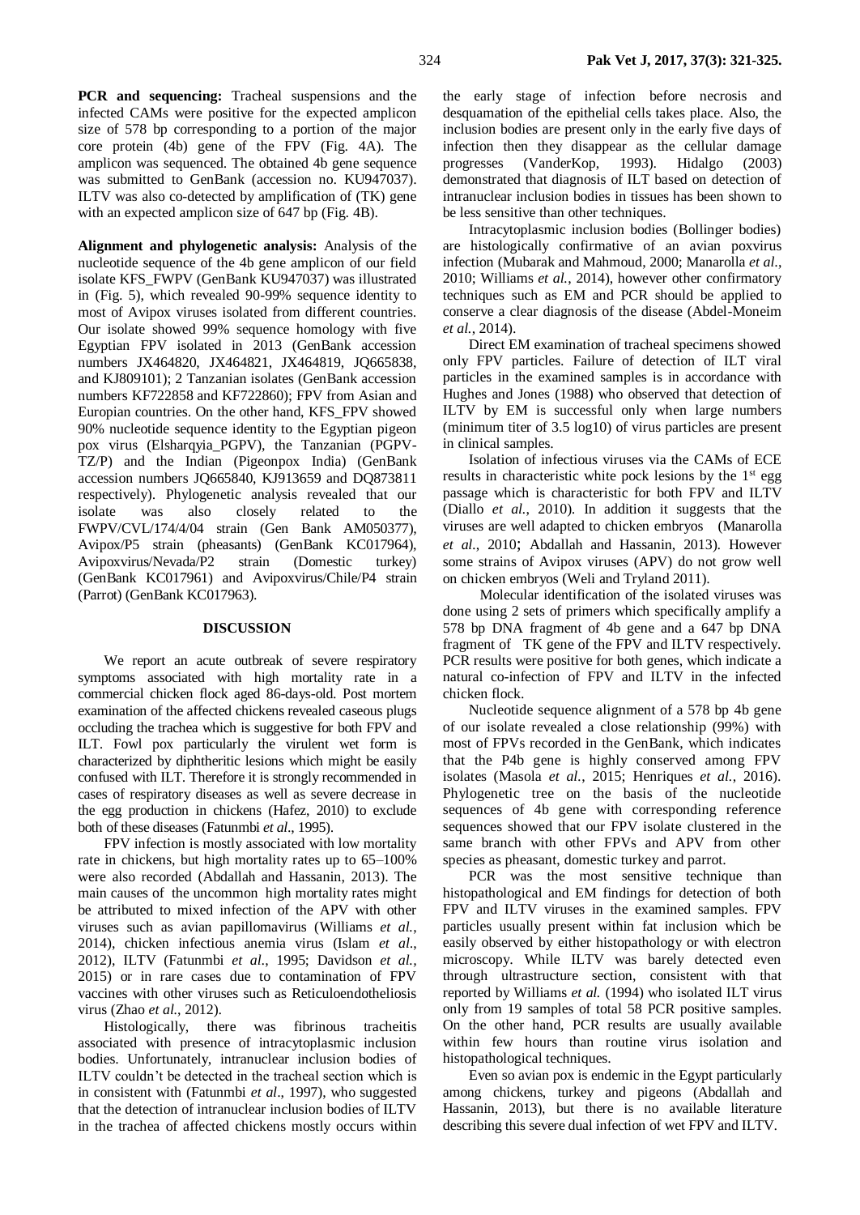**PCR and sequencing:** Tracheal suspensions and the infected CAMs were positive for the expected amplicon size of 578 bp corresponding to a portion of the major core protein (4b) gene of the FPV (Fig. 4A). The amplicon was sequenced. The obtained 4b gene sequence was submitted to GenBank (accession no. KU947037). ILTV was also co-detected by amplification of (TK) gene with an expected amplicon size of 647 bp (Fig. 4B).

**Alignment and phylogenetic analysis:** Analysis of the nucleotide sequence of the 4b gene amplicon of our field isolate KFS_FWPV (GenBank KU947037) was illustrated in (Fig. 5), which revealed 90-99% sequence identity to most of Avipox viruses isolated from different countries. Our isolate showed 99% sequence homology with five Egyptian FPV isolated in 2013 (GenBank accession numbers JX464820, JX464821, JX464819, JQ665838, and KJ809101); 2 Tanzanian isolates (GenBank accession numbers KF722858 and KF722860); FPV from Asian and Europian countries. On the other hand, KFS_FPV showed 90% nucleotide sequence identity to the Egyptian pigeon pox virus (Elsharqyia_PGPV), the Tanzanian (PGPV-TZ/P) and the Indian (Pigeonpox India) (GenBank accession numbers JQ665840, KJ913659 and DQ873811 respectively). Phylogenetic analysis revealed that our isolate was also closely related to the FWPV/CVL/174/4/04 strain (Gen Bank AM050377), Avipox/P5 strain (pheasants) (GenBank KC017964), Avipoxvirus/Nevada/P2 strain (Domestic turkey) (GenBank KC017961) and Avipoxvirus/Chile/P4 strain (Parrot) (GenBank KC017963).

## DISCUSSION

We report an acute outbreak of severe respiratory symptoms associated with high mortality rate in a commercial chicken flock aged 86-days-old. Post mortem examination of the affected chickens revealed caseous plugs occluding the trachea which is suggestive for both FPV and ILT. Fowl pox particularly the virulent wet form is characterized by diphtheritic lesions which might be easily confused with ILT. Therefore it is strongly recommended in cases of respiratory diseases as well as severe decrease in the egg production in chickens (Hafez, 2010) to exclude both of these diseases (Fatunmbi *et al*., 1995).

FPV infection is mostly associated with low mortality rate in chickens, but high mortality rates up to 65–100% were also recorded (Abdallah and Hassanin, 2013). The main causes of the uncommon high mortality rates might be attributed to mixed infection of the APV with other viruses such as avian papillomavirus (Williams *et al.*, 2014), chicken infectious anemia virus (Islam *et al*., 2012), ILTV (Fatunmbi *et al*., 1995; Davidson *et al.*, 2015) or in rare cases due to contamination of FPV vaccines with other viruses such as Reticuloendotheliosis virus (Zhao *et al.*, 2012).

Histologically, there was fibrinous tracheitis associated with presence of intracytoplasmic inclusion bodies. Unfortunately, intranuclear inclusion bodies of ILTV couldn't be detected in the tracheal section which is in consistent with (Fatunmbi *et al*., 1997), who suggested that the detection of intranuclear inclusion bodies of ILTV in the trachea of affected chickens mostly occurs within the early stage of infection before necrosis and desquamation of the epithelial cells takes place. Also, the inclusion bodies are present only in the early five days of infection then they disappear as the cellular damage progresses (VanderKop, 1993). Hidalgo (2003) demonstrated that diagnosis of ILT based on detection of intranuclear inclusion bodies in tissues has been shown to be less sensitive than other techniques.

Intracytoplasmic inclusion bodies (Bollinger bodies) are histologically confirmative of an avian poxvirus infection (Mubarak and Mahmoud, 2000; Manarolla *et al.*, 2010; Williams *et al.*, 2014), however other confirmatory techniques such as EM and PCR should be applied to conserve a clear diagnosis of the disease (Abdel-Moneim *et al.*, 2014).

Direct EM examination of tracheal specimens showed only FPV particles. Failure of detection of ILT viral particles in the examined samples is in accordance with Hughes and Jones (1988) who observed that detection of ILTV by EM is successful only when large numbers (minimum titer of 3.5 log10) of virus particles are present in clinical samples.

Isolation of infectious viruses via the CAMs of ECE results in characteristic white pock lesions by the 1st egg passage which is characteristic for both FPV and ILTV (Diallo *et al.*, 2010). In addition it suggests that the viruses are well adapted to chicken embryos (Manarolla *et al*., 2010; Abdallah and Hassanin, 2013). However some strains of Avipox viruses (APV) do not grow well on chicken embryos (Weli and Tryland 2011).

Molecular identification of the isolated viruses was done using 2 sets of primers which specifically amplify a 578 bp DNA fragment of 4b gene and a 647 bp DNA fragment of TK gene of the FPV and ILTV respectively. PCR results were positive for both genes, which indicate a natural co-infection of FPV and ILTV in the infected chicken flock.

Nucleotide sequence alignment of a 578 bp 4b gene of our isolate revealed a close relationship (99%) with most of FPVs recorded in the GenBank, which indicates that the P4b gene is highly conserved among FPV isolates (Masola *et al.*, 2015; Henriques *et al.*, 2016). Phylogenetic tree on the basis of the nucleotide sequences of 4b gene with corresponding reference sequences showed that our FPV isolate clustered in the same branch with other FPVs and APV from other species as pheasant, domestic turkey and parrot.

PCR was the most sensitive technique than histopathological and EM findings for detection of both FPV and ILTV viruses in the examined samples. FPV particles usually present within fat inclusion which be easily observed by either histopathology or with electron microscopy. While ILTV was barely detected even through ultrastructure section, consistent with that reported by Williams *et al.* (1994) who isolated ILT virus only from 19 samples of total 58 PCR positive samples. On the other hand, PCR results are usually available within few hours than routine virus isolation and histopathological techniques.

Even so avian pox is endemic in the Egypt particularly among chickens, turkey and pigeons (Abdallah and Hassanin, 2013), but there is no available literature describing this severe dual infection of wet FPV and ILTV.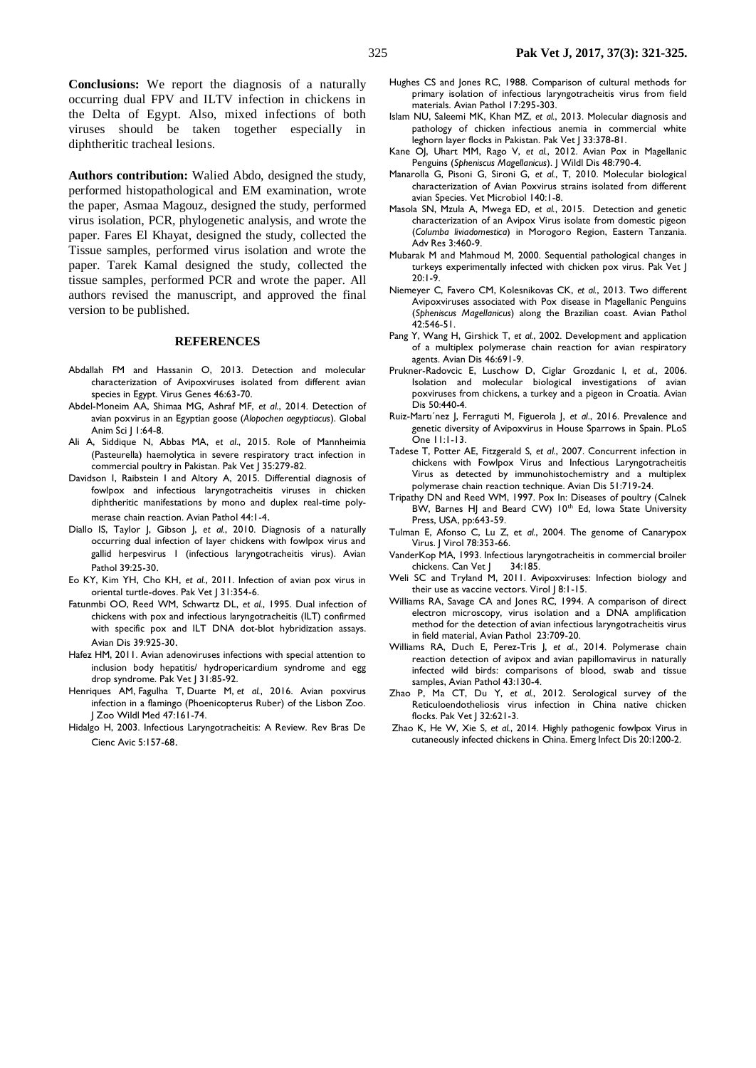**Conclusions:** We report the diagnosis of a naturally occurring dual FPV and ILTV infection in chickens in the Delta of Egypt. Also, mixed infections of both viruses should be taken together especially in diphtheritic tracheal lesions.

**Authors contribution:** Walied Abdo, designed the study, performed histopathological and EM examination, wrote the paper, Asmaa Magouz, designed the study, performed virus isolation, PCR, phylogenetic analysis, and wrote the paper. Fares El Khayat, designed the study, collected the Tissue samples, performed virus isolation and wrote the paper. Tarek Kamal designed the study, collected the tissue samples, performed PCR and wrote the paper. All authors revised the manuscript, and approved the final version to be published.

## REFERENCES

Abdallah FM and Hassanin O, 2013. Detection and molecular characterization of Avipoxviruses isolated from different avian species in Egypt. Virus Genes 46:63-70.

Abdel-Moneim AA, Shimaa MG, Ashraf MF, *et al.*, 2014. Detection of avian poxvirus in an Egyptian goose (*Alopochen aegyptiacus*). Global Anim Sci J 1:64-8.

Ali A, Siddique N, Abbas MA, *et al*., 2015. Role of Mannheimia (Pasteurella) haemolytica in severe respiratory tract infection in commercial poultry in Pakistan. Pak Vet J 35:279-82.

Davidson I, Raibstein I and Altory A, 2015. Differential diagnosis of fowlpox and infectious laryngotracheitis viruses in chicken diphtheritic manifestations by mono and duplex real-time polymerase chain reaction. Avian Pathol 44:1-4.

Diallo IS, Taylor J, Gibson J, *et al.*, 2010. Diagnosis of a naturally occurring dual infection of layer chickens with fowlpox virus and gallid herpesvirus 1 (infectious laryngotracheitis virus). Avian Pathol 39:25-30.

Eo KY, Kim YH, Cho KH, *et al.*, 2011. Infection of avian pox virus in oriental turtle-doves. Pak Vet J 31:354-6.

Fatunmbi OO, Reed WM, Schwartz DL, *et al.*, 1995. Dual infection of chickens with pox and infectious laryngotracheitis (ILT) confirmed with specific pox and ILT DNA dot-blot hybridization assays. Avian Dis 39:925-30.

Hafez HM, 2011. Avian adenoviruses infections with special attention to inclusion body hepatitis/ hydropericardium syndrome and egg drop syndrome. Pak Vet J 31:85-92.

Henriques AM, Fagulha T, Duarte M, *et al.*, 2016. Avian poxvirus infection in a flamingo (Phoenicopterus Ruber) of the Lisbon Zoo. J Zoo Wildl Med 47:161-74.

Hidalgo H, 2003. Infectious Laryngotracheitis: A Review. Rev Bras De Cienc Avic 5:157-68.

Hughes CS and Jones RC, 1988. Comparison of cultural methods for primary isolation of infectious laryngotracheitis virus from field materials. Avian Pathol 17:295-303.

Islam NU, Saleemi MK, Khan MZ, *et al.*, 2013. Molecular diagnosis and pathology of chicken infectious anemia in commercial white leghorn layer flocks in Pakistan. Pak Vet J 33:378-81.

Kane OJ, Uhart MM, Rago V, *et al.*, 2012. Avian Pox in Magellanic Penguins (*Spheniscus Magellanicus*). J Wildl Dis 48:790-4.

Manarolla G, Pisoni G, Sironi G, *et al.*, T, 2010. Molecular biological characterization of Avian Poxvirus strains isolated from different avian Species. Vet Microbiol 140:1-8.

Masola SN, Mzula A, Mwega ED, *et al.*, 2015. Detection and genetic characterization of an Avipox Virus isolate from domestic pigeon (*Columba liviadomestica*) in Morogoro Region, Eastern Tanzania. Adv Res 3:460-9.

Mubarak M and Mahmoud M, 2000. Sequential pathological changes in turkeys experimentally infected with chicken pox virus. Pak Vet J 20:1-9.

Niemeyer C, Favero CM, Kolesnikovas CK, *et al.*, 2013. Two different Avipoxviruses associated with Pox disease in Magellanic Penguins (*Spheniscus Magellanicus*) along the Brazilian coast. Avian Pathol 42:546-51.

Pang Y, Wang H, Girshick T, *et al.*, 2002. Development and application of a multiplex polymerase chain reaction for avian respiratory agents. Avian Dis 46:691-9.

Prukner-Radovcic E, Luschow D, Ciglar Grozdanic I, *et al.*, 2006. Isolation and molecular biological investigations of avian poxviruses from chickens, a turkey and a pigeon in Croatia. Avian Dis 50:440-4.

Ruiz-Martı´nez J, Ferraguti M, Figuerola J, *et al.*, 2016. Prevalence and genetic diversity of Avipoxvirus in House Sparrows in Spain. PLoS One 11:1-13.

Tadese T, Potter AE, Fitzgerald S, *et al.*, 2007. Concurrent infection in chickens with Fowlpox Virus and Infectious Laryngotracheitis Virus as detected by immunohistochemistry and a multiplex polymerase chain reaction technique. Avian Dis 51:719-24.

Tripathy DN and Reed WM, 1997. Pox In: Diseases of poultry (Calnek BW, Barnes HJ and Beard CW) 10th Ed, Iowa State University Press, USA, pp:643-59.

Tulman E, Afonso C, Lu Z, et *al.*, 2004. The genome of Canarypox Virus. J Virol 78:353-66.

VanderKop MA, 1993. Infectious laryngotracheitis in commercial broiler chickens. Can Vet J 34:185.

Weli SC and Tryland M, 2011. Avipoxviruses: Infection biology and their use as vaccine vectors. Virol J 8:1-15.

Williams RA, Savage CA and Jones RC, 1994. A comparison of direct electron microscopy, virus isolation and a DNA amplification method for the detection of avian infectious laryngotracheitis virus in field material, Avian Pathol 23:709-20.

Williams RA, Duch E, Perez-Tris J, *et al.*, 2014. Polymerase chain reaction detection of avipox and avian papillomavirus in naturally infected wild birds: comparisons of blood, swab and tissue samples, Avian Pathol 43:130-4.

Zhao P, Ma CT, Du Y, *et al.*, 2012. Serological survey of the Reticuloendotheliosis virus infection in China native chicken flocks. Pak Vet J 32:621-3.

Zhao K, He W, Xie S, *et al.*, 2014. Highly pathogenic fowlpox Virus in cutaneously infected chickens in China. Emerg Infect Dis 20:1200-2.